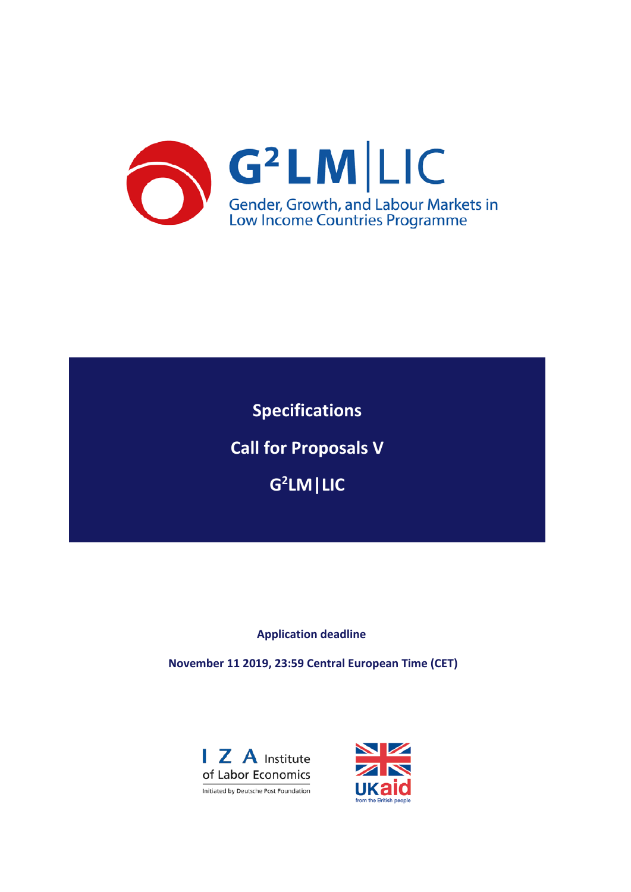# G²LM|LIC

Gender, Growth, and Labour Markets in Low Income Countries Programme

**Specifications**

**Call for Proposals V**

**G²LM|LIC**

**Application deadline**

**November 11 2019, 23:59 Central European Time (CET)**

I Z A Institute of Labor Economics

Initiated by Deutsche Post Foundation

UKaid from the British people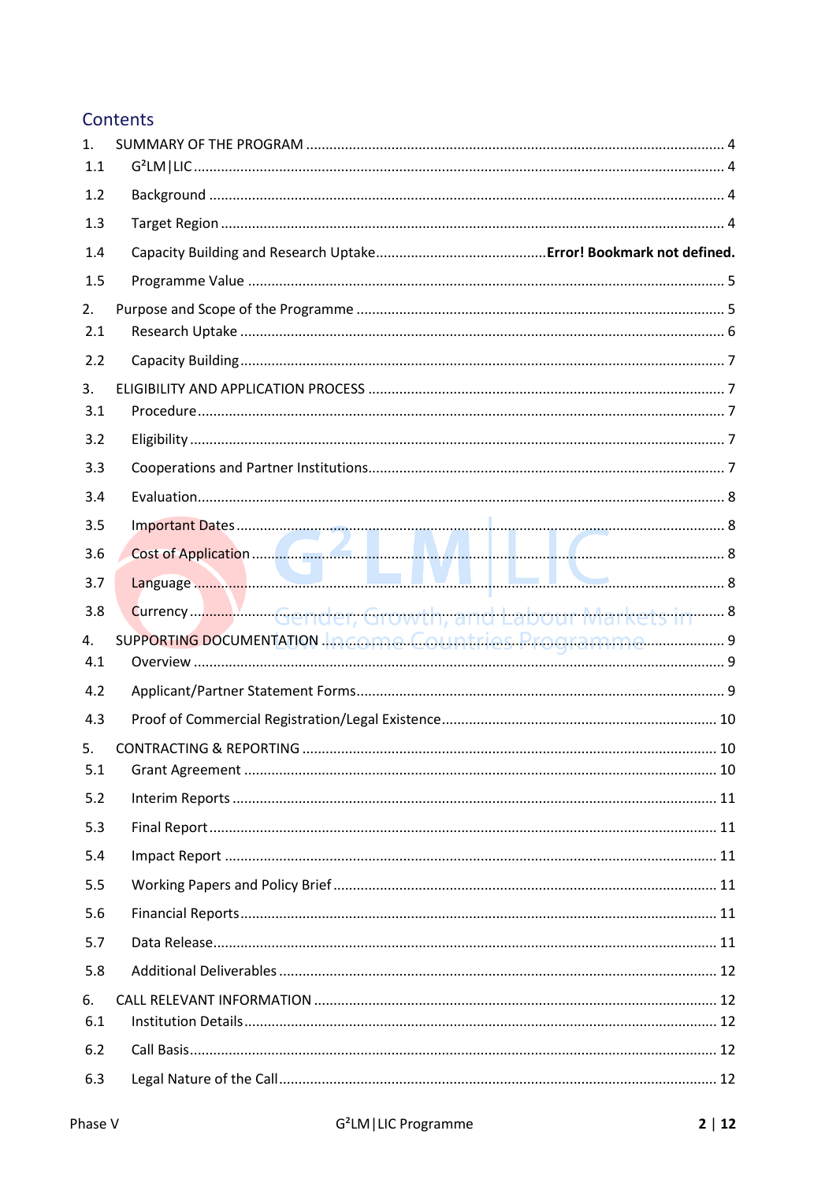# Contents

1. SUMMARY OF THE PROGRAM ........ 4
1.1 G²LM|LIC ........ 4
1.2 Background ........ 4
1.3 Target Region ........ 4
1.4 Capacity Building and Research Uptake........ **Error! Bookmark not defined.**
1.5 Programme Value ........ 5
2. Purpose and Scope of the Programme ........ 5
2.1 Research Uptake ........ 6
2.2 Capacity Building ........ 7
3. ELIGIBILITY AND APPLICATION PROCESS ........ 7
3.1 Procedure ........ 7
3.2 Eligibility ........ 7
3.3 Cooperations and Partner Institutions ........ 7
3.4 Evaluation ........ 8
3.5 Important Dates ........ 8
3.6 Cost of Application ........ 8
3.7 Language ........ 8
3.8 Currency ........ 8
4. SUPPORTING DOCUMENTATION ........ 9
4.1 Overview ........ 9
4.2 Applicant/Partner Statement Forms ........ 9
4.3 Proof of Commercial Registration/Legal Existence ........ 10
5. CONTRACTING & REPORTING ........ 10
5.1 Grant Agreement ........ 10
5.2 Interim Reports ........ 11
5.3 Final Report ........ 11
5.4 Impact Report ........ 11
5.5 Working Papers and Policy Brief ........ 11
5.6 Financial Reports ........ 11
5.7 Data Release ........ 11
5.8 Additional Deliverables ........ 12
6. CALL RELEVANT INFORMATION ........ 12
6.1 Institution Details ........ 12
6.2 Call Basis ........ 12
6.3 Legal Nature of the Call ........ 12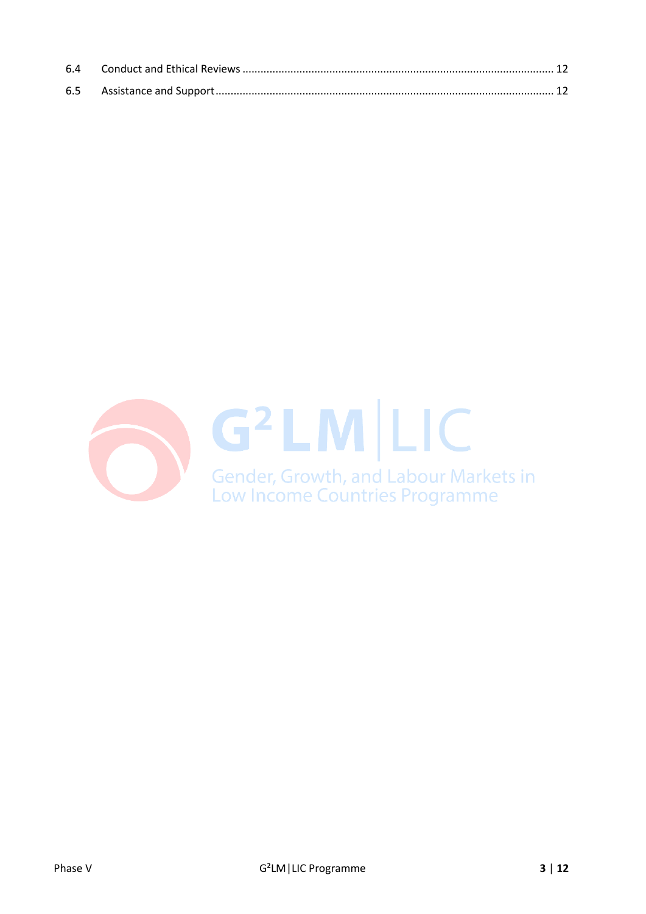| | | |
|---|---|---|
| 6.4 | Conduct and Ethical Reviews | 12 |
| 6.5 | Assistance and Support | 12 |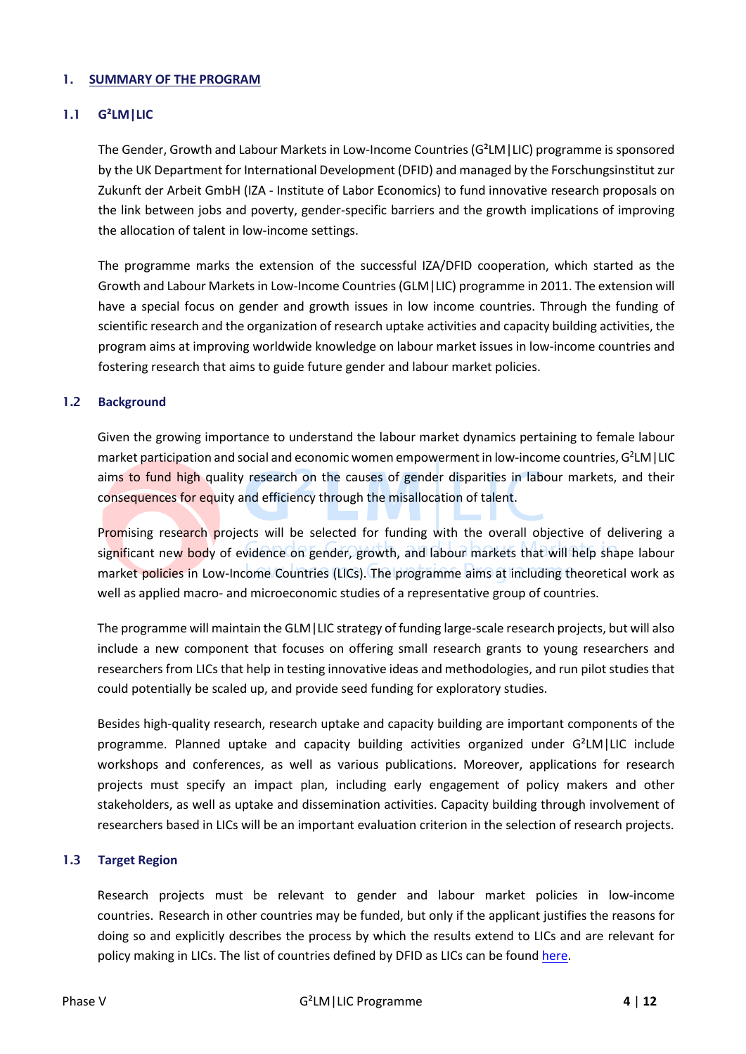## 1. SUMMARY OF THE PROGRAM

### 1.1 G²LM|LIC

The Gender, Growth and Labour Markets in Low-Income Countries (G²LM|LIC) programme is sponsored by the UK Department for International Development (DFID) and managed by the Forschungsinstitut zur Zukunft der Arbeit GmbH (IZA - Institute of Labor Economics) to fund innovative research proposals on the link between jobs and poverty, gender-specific barriers and the growth implications of improving the allocation of talent in low-income settings.

The programme marks the extension of the successful IZA/DFID cooperation, which started as the Growth and Labour Markets in Low-Income Countries (GLM|LIC) programme in 2011. The extension will have a special focus on gender and growth issues in low income countries. Through the funding of scientific research and the organization of research uptake activities and capacity building activities, the program aims at improving worldwide knowledge on labour market issues in low-income countries and fostering research that aims to guide future gender and labour market policies.

### 1.2 Background

Given the growing importance to understand the labour market dynamics pertaining to female labour market participation and social and economic women empowerment in low-income countries, G²LM|LIC aims to fund high quality research on the causes of gender disparities in labour markets, and their consequences for equity and efficiency through the misallocation of talent.

Promising research projects will be selected for funding with the overall objective of delivering a significant new body of evidence on gender, growth, and labour markets that will help shape labour market policies in Low-Income Countries (LICs). The programme aims at including theoretical work as well as applied macro- and microeconomic studies of a representative group of countries.

The programme will maintain the GLM|LIC strategy of funding large-scale research projects, but will also include a new component that focuses on offering small research grants to young researchers and researchers from LICs that help in testing innovative ideas and methodologies, and run pilot studies that could potentially be scaled up, and provide seed funding for exploratory studies.

Besides high-quality research, research uptake and capacity building are important components of the programme. Planned uptake and capacity building activities organized under G²LM|LIC include workshops and conferences, as well as various publications. Moreover, applications for research projects must specify an impact plan, including early engagement of policy makers and other stakeholders, as well as uptake and dissemination activities. Capacity building through involvement of researchers based in LICs will be an important evaluation criterion in the selection of research projects.

### 1.3 Target Region

Research projects must be relevant to gender and labour market policies in low-income countries. Research in other countries may be funded, but only if the applicant justifies the reasons for doing so and explicitly describes the process by which the results extend to LICs and are relevant for policy making in LICs. The list of countries defined by DFID as LICs can be found here.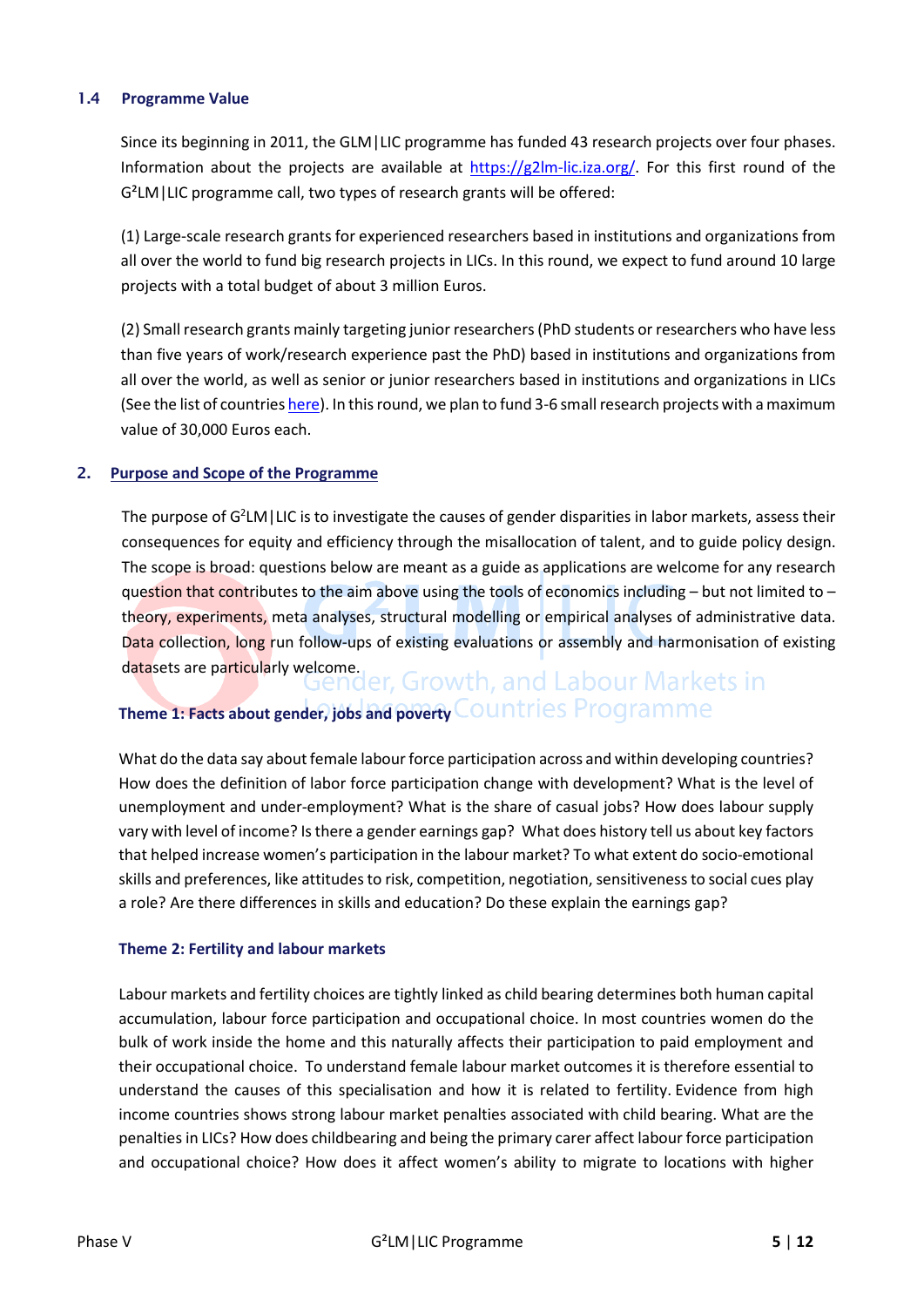### 1.4 Programme Value

Since its beginning in 2011, the GLM|LIC programme has funded 43 research projects over four phases. Information about the projects are available at https://g2lm-lic.iza.org/. For this first round of the G²LM|LIC programme call, two types of research grants will be offered:

(1) Large-scale research grants for experienced researchers based in institutions and organizations from all over the world to fund big research projects in LICs. In this round, we expect to fund around 10 large projects with a total budget of about 3 million Euros.

(2) Small research grants mainly targeting junior researchers (PhD students or researchers who have less than five years of work/research experience past the PhD) based in institutions and organizations from all over the world, as well as senior or junior researchers based in institutions and organizations in LICs (See the list of countries here). In this round, we plan to fund 3-6 small research projects with a maximum value of 30,000 Euros each.

## 2. Purpose and Scope of the Programme

The purpose of G²LM|LIC is to investigate the causes of gender disparities in labor markets, assess their consequences for equity and efficiency through the misallocation of talent, and to guide policy design. The scope is broad: questions below are meant as a guide as applications are welcome for any research question that contributes to the aim above using the tools of economics including – but not limited to – theory, experiments, meta analyses, structural modelling or empirical analyses of administrative data. Data collection, long run follow-ups of existing evaluations or assembly and harmonisation of existing datasets are particularly welcome.

#### Theme 1: Facts about gender, jobs and poverty

What do the data say about female labour force participation across and within developing countries? How does the definition of labor force participation change with development? What is the level of unemployment and under-employment? What is the share of casual jobs? How does labour supply vary with level of income? Is there a gender earnings gap? What does history tell us about key factors that helped increase women's participation in the labour market? To what extent do socio-emotional skills and preferences, like attitudes to risk, competition, negotiation, sensitiveness to social cues play a role? Are there differences in skills and education? Do these explain the earnings gap?

#### Theme 2: Fertility and labour markets

Labour markets and fertility choices are tightly linked as child bearing determines both human capital accumulation, labour force participation and occupational choice. In most countries women do the bulk of work inside the home and this naturally affects their participation to paid employment and their occupational choice. To understand female labour market outcomes it is therefore essential to understand the causes of this specialisation and how it is related to fertility. Evidence from high income countries shows strong labour market penalties associated with child bearing. What are the penalties in LICs? How does childbearing and being the primary carer affect labour force participation and occupational choice? How does it affect women's ability to migrate to locations with higher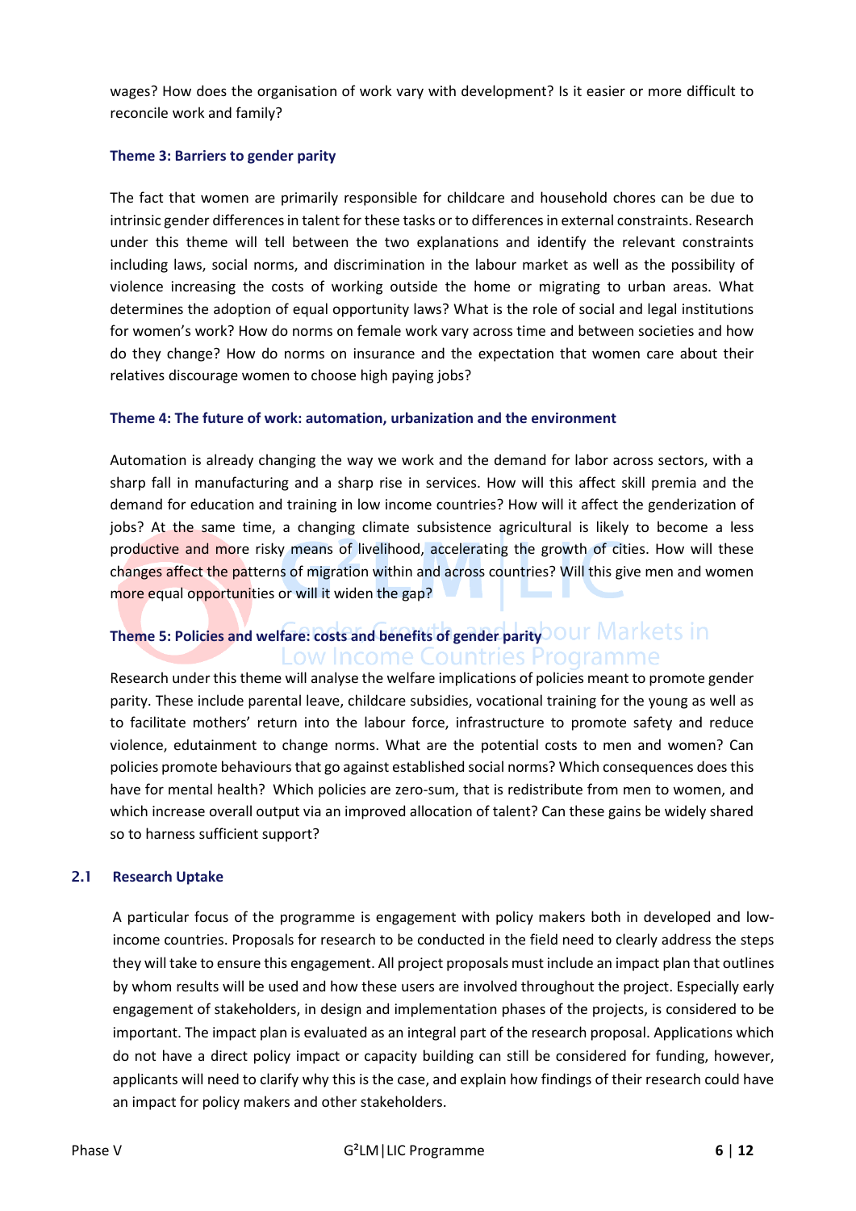wages? How does the organisation of work vary with development? Is it easier or more difficult to reconcile work and family?

### Theme 3: Barriers to gender parity

The fact that women are primarily responsible for childcare and household chores can be due to intrinsic gender differences in talent for these tasks or to differences in external constraints. Research under this theme will tell between the two explanations and identify the relevant constraints including laws, social norms, and discrimination in the labour market as well as the possibility of violence increasing the costs of working outside the home or migrating to urban areas. What determines the adoption of equal opportunity laws? What is the role of social and legal institutions for women's work? How do norms on female work vary across time and between societies and how do they change? How do norms on insurance and the expectation that women care about their relatives discourage women to choose high paying jobs?

### Theme 4: The future of work: automation, urbanization and the environment

Automation is already changing the way we work and the demand for labor across sectors, with a sharp fall in manufacturing and a sharp rise in services. How will this affect skill premia and the demand for education and training in low income countries? How will it affect the genderization of jobs? At the same time, a changing climate subsistence agricultural is likely to become a less productive and more risky means of livelihood, accelerating the growth of cities. How will these changes affect the patterns of migration within and across countries? Will this give men and women more equal opportunities or will it widen the gap?

### Theme 5: Policies and welfare: costs and benefits of gender parity

Research under this theme will analyse the welfare implications of policies meant to promote gender parity. These include parental leave, childcare subsidies, vocational training for the young as well as to facilitate mothers' return into the labour force, infrastructure to promote safety and reduce violence, edutainment to change norms. What are the potential costs to men and women? Can policies promote behaviours that go against established social norms? Which consequences does this have for mental health? Which policies are zero-sum, that is redistribute from men to women, and which increase overall output via an improved allocation of talent? Can these gains be widely shared so to harness sufficient support?

## 2.1 Research Uptake

A particular focus of the programme is engagement with policy makers both in developed and low-income countries. Proposals for research to be conducted in the field need to clearly address the steps they will take to ensure this engagement. All project proposals must include an impact plan that outlines by whom results will be used and how these users are involved throughout the project. Especially early engagement of stakeholders, in design and implementation phases of the projects, is considered to be important. The impact plan is evaluated as an integral part of the research proposal. Applications which do not have a direct policy impact or capacity building can still be considered for funding, however, applicants will need to clarify why this is the case, and explain how findings of their research could have an impact for policy makers and other stakeholders.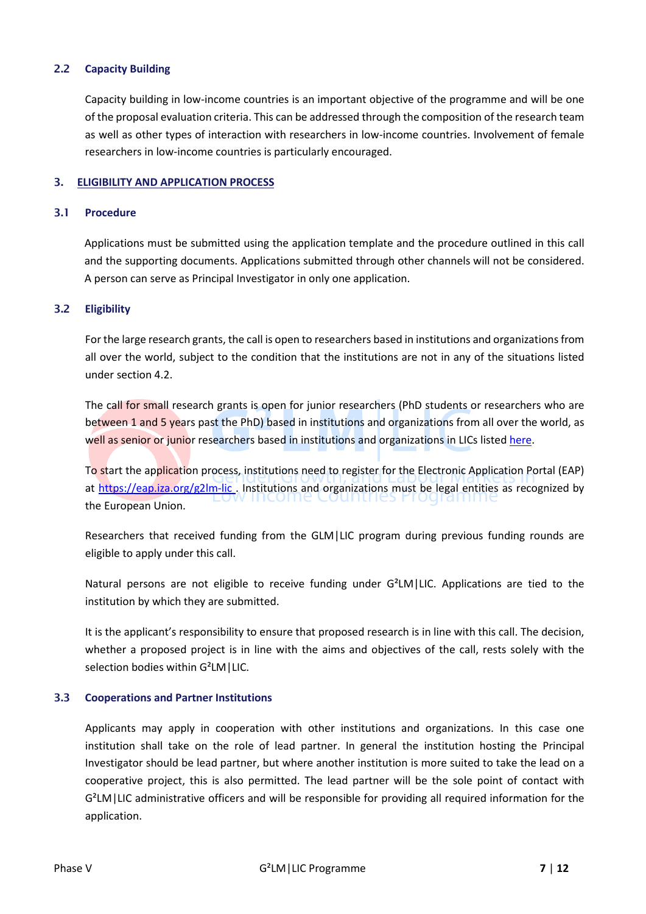### 2.2 Capacity Building

Capacity building in low-income countries is an important objective of the programme and will be one of the proposal evaluation criteria. This can be addressed through the composition of the research team as well as other types of interaction with researchers in low-income countries. Involvement of female researchers in low-income countries is particularly encouraged.

## 3. ELIGIBILITY AND APPLICATION PROCESS

### 3.1 Procedure

Applications must be submitted using the application template and the procedure outlined in this call and the supporting documents. Applications submitted through other channels will not be considered. A person can serve as Principal Investigator in only one application.

### 3.2 Eligibility

For the large research grants, the call is open to researchers based in institutions and organizations from all over the world, subject to the condition that the institutions are not in any of the situations listed under section 4.2.

The call for small research grants is open for junior researchers (PhD students or researchers who are between 1 and 5 years past the PhD) based in institutions and organizations from all over the world, as well as senior or junior researchers based in institutions and organizations in LICs listed here.

To start the application process, institutions need to register for the Electronic Application Portal (EAP) at https://eap.iza.org/g2lm-lic . Institutions and organizations must be legal entities as recognized by the European Union.

Researchers that received funding from the GLM|LIC program during previous funding rounds are eligible to apply under this call.

Natural persons are not eligible to receive funding under G²LM|LIC. Applications are tied to the institution by which they are submitted.

It is the applicant's responsibility to ensure that proposed research is in line with this call. The decision, whether a proposed project is in line with the aims and objectives of the call, rests solely with the selection bodies within G²LM|LIC.

### 3.3 Cooperations and Partner Institutions

Applicants may apply in cooperation with other institutions and organizations. In this case one institution shall take on the role of lead partner. In general the institution hosting the Principal Investigator should be lead partner, but where another institution is more suited to take the lead on a cooperative project, this is also permitted. The lead partner will be the sole point of contact with G²LM|LIC administrative officers and will be responsible for providing all required information for the application.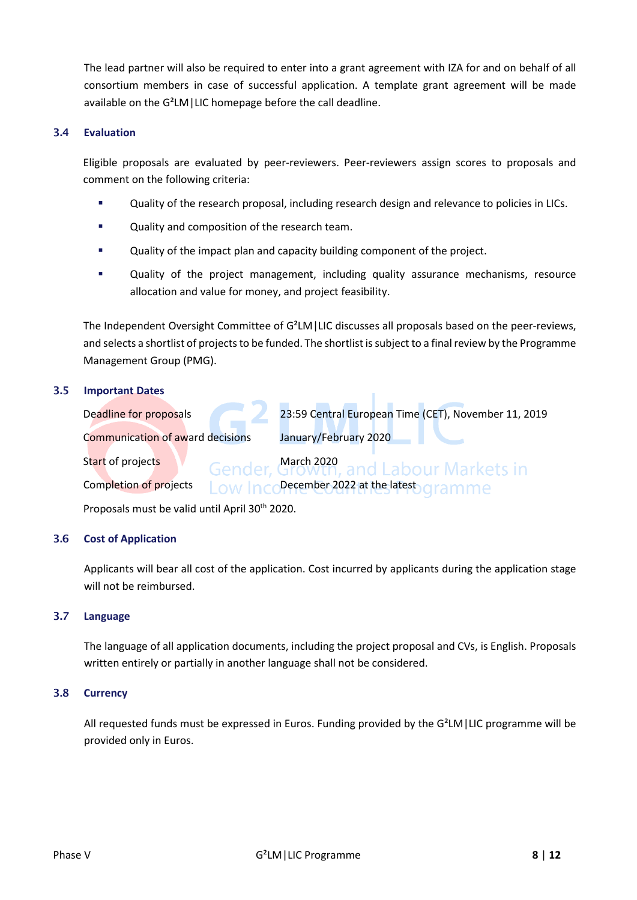The lead partner will also be required to enter into a grant agreement with IZA for and on behalf of all consortium members in case of successful application. A template grant agreement will be made available on the G²LM|LIC homepage before the call deadline.

### 3.4 Evaluation

Eligible proposals are evaluated by peer-reviewers. Peer-reviewers assign scores to proposals and comment on the following criteria:

- Quality of the research proposal, including research design and relevance to policies in LICs.
- Quality and composition of the research team.
- Quality of the impact plan and capacity building component of the project.
- Quality of the project management, including quality assurance mechanisms, resource allocation and value for money, and project feasibility.

The Independent Oversight Committee of G²LM|LIC discusses all proposals based on the peer-reviews, and selects a shortlist of projects to be funded. The shortlist is subject to a final review by the Programme Management Group (PMG).

### 3.5 Important Dates

| | |
|---|---|
| Deadline for proposals | 23:59 Central European Time (CET), November 11, 2019 |
| Communication of award decisions | January/February 2020 |
| Start of projects | March 2020 |
| Completion of projects | December 2022 at the latest |

Proposals must be valid until April 30th 2020.

### 3.6 Cost of Application

Applicants will bear all cost of the application. Cost incurred by applicants during the application stage will not be reimbursed.

### 3.7 Language

The language of all application documents, including the project proposal and CVs, is English. Proposals written entirely or partially in another language shall not be considered.

### 3.8 Currency

All requested funds must be expressed in Euros. Funding provided by the G²LM|LIC programme will be provided only in Euros.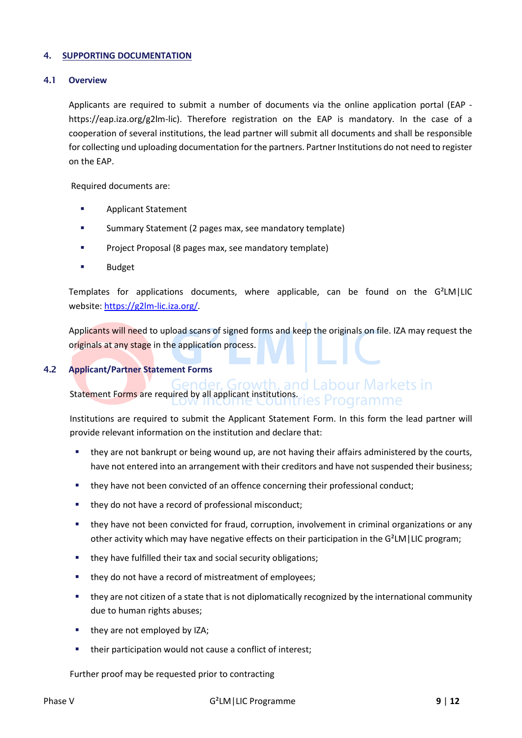## 4. SUPPORTING DOCUMENTATION

### 4.1 Overview

Applicants are required to submit a number of documents via the online application portal (EAP - https://eap.iza.org/g2lm-lic). Therefore registration on the EAP is mandatory. In the case of a cooperation of several institutions, the lead partner will submit all documents and shall be responsible for collecting und uploading documentation for the partners. Partner Institutions do not need to register on the EAP.

Required documents are:

- Applicant Statement
- Summary Statement (2 pages max, see mandatory template)
- Project Proposal (8 pages max, see mandatory template)
- Budget

Templates for applications documents, where applicable, can be found on the G²LM|LIC website: [https://g2lm-lic.iza.org/](https://g2lm-lic.iza.org/).

Applicants will need to upload scans of signed forms and keep the originals on file. IZA may request the originals at any stage in the application process.

### 4.2 Applicant/Partner Statement Forms

Statement Forms are required by all applicant institutions.

Institutions are required to submit the Applicant Statement Form. In this form the lead partner will provide relevant information on the institution and declare that:

- they are not bankrupt or being wound up, are not having their affairs administered by the courts, have not entered into an arrangement with their creditors and have not suspended their business;
- they have not been convicted of an offence concerning their professional conduct;
- they do not have a record of professional misconduct;
- they have not been convicted for fraud, corruption, involvement in criminal organizations or any other activity which may have negative effects on their participation in the G²LM|LIC program;
- they have fulfilled their tax and social security obligations;
- they do not have a record of mistreatment of employees;
- they are not citizen of a state that is not diplomatically recognized by the international community due to human rights abuses;
- they are not employed by IZA;
- their participation would not cause a conflict of interest;

Further proof may be requested prior to contracting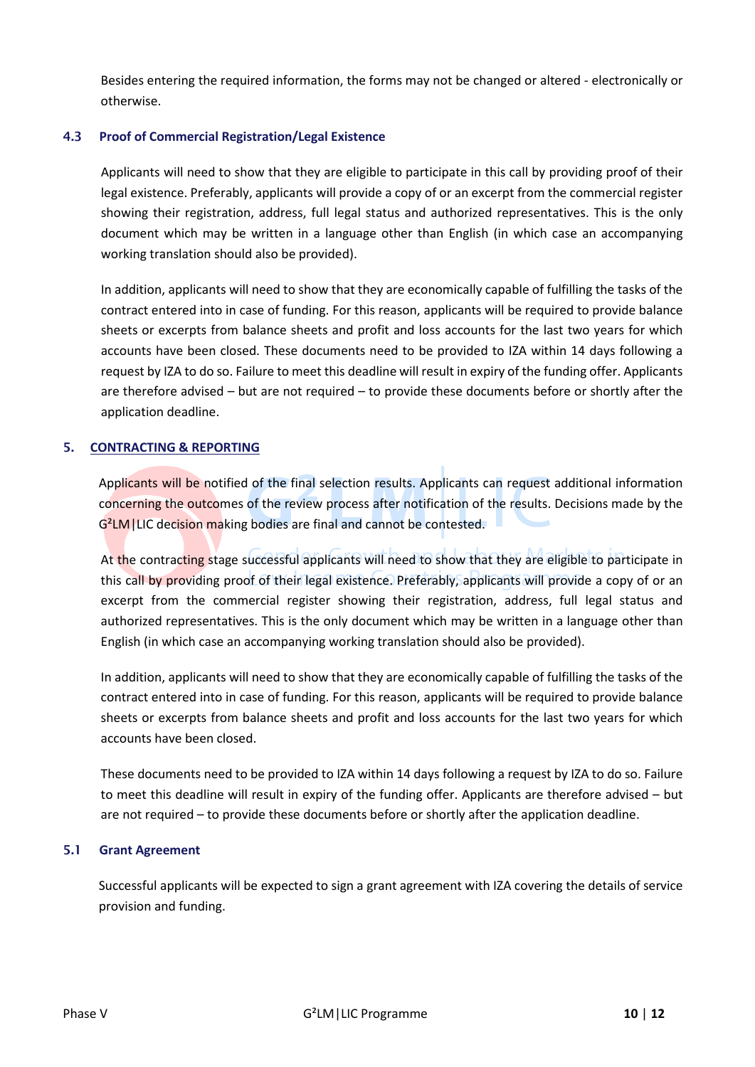Besides entering the required information, the forms may not be changed or altered - electronically or otherwise.

### 4.3 Proof of Commercial Registration/Legal Existence

Applicants will need to show that they are eligible to participate in this call by providing proof of their legal existence. Preferably, applicants will provide a copy of or an excerpt from the commercial register showing their registration, address, full legal status and authorized representatives. This is the only document which may be written in a language other than English (in which case an accompanying working translation should also be provided).

In addition, applicants will need to show that they are economically capable of fulfilling the tasks of the contract entered into in case of funding. For this reason, applicants will be required to provide balance sheets or excerpts from balance sheets and profit and loss accounts for the last two years for which accounts have been closed. These documents need to be provided to IZA within 14 days following a request by IZA to do so. Failure to meet this deadline will result in expiry of the funding offer. Applicants are therefore advised – but are not required – to provide these documents before or shortly after the application deadline.

## 5. CONTRACTING & REPORTING

Applicants will be notified of the final selection results. Applicants can request additional information concerning the outcomes of the review process after notification of the results. Decisions made by the G²LM|LIC decision making bodies are final and cannot be contested.

At the contracting stage successful applicants will need to show that they are eligible to participate in this call by providing proof of their legal existence. Preferably, applicants will provide a copy of or an excerpt from the commercial register showing their registration, address, full legal status and authorized representatives. This is the only document which may be written in a language other than English (in which case an accompanying working translation should also be provided).

In addition, applicants will need to show that they are economically capable of fulfilling the tasks of the contract entered into in case of funding. For this reason, applicants will be required to provide balance sheets or excerpts from balance sheets and profit and loss accounts for the last two years for which accounts have been closed.

These documents need to be provided to IZA within 14 days following a request by IZA to do so. Failure to meet this deadline will result in expiry of the funding offer. Applicants are therefore advised – but are not required – to provide these documents before or shortly after the application deadline.

### 5.1 Grant Agreement

Successful applicants will be expected to sign a grant agreement with IZA covering the details of service provision and funding.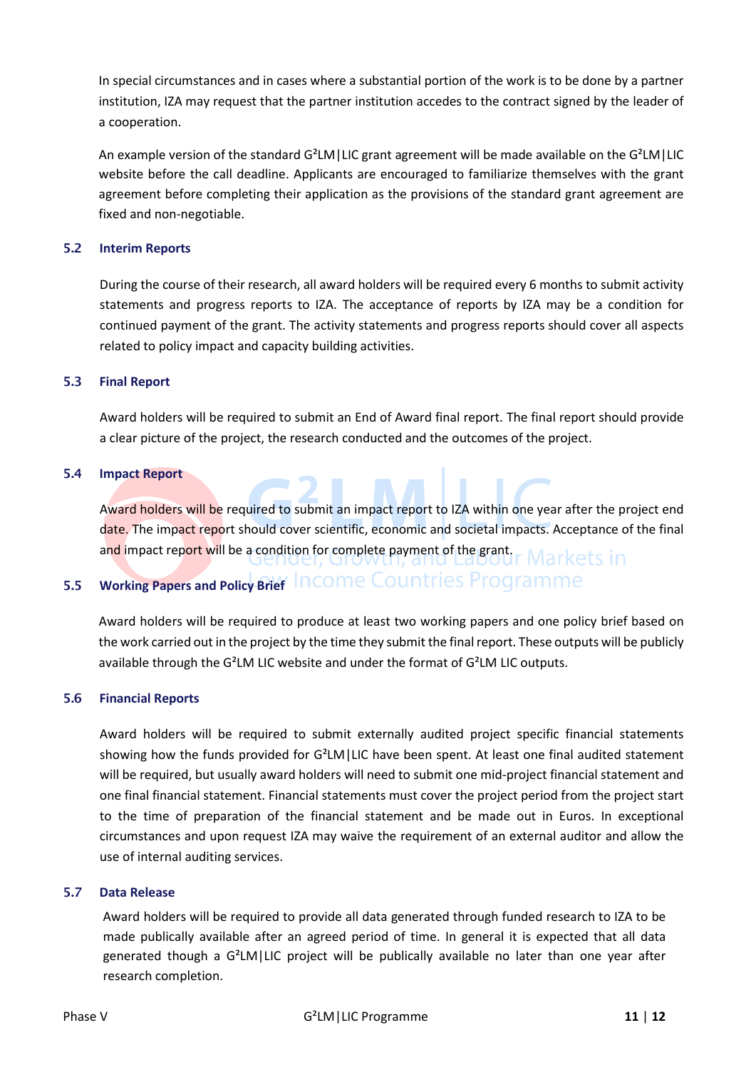In special circumstances and in cases where a substantial portion of the work is to be done by a partner institution, IZA may request that the partner institution accedes to the contract signed by the leader of a cooperation.

An example version of the standard G²LM|LIC grant agreement will be made available on the G²LM|LIC website before the call deadline. Applicants are encouraged to familiarize themselves with the grant agreement before completing their application as the provisions of the standard grant agreement are fixed and non-negotiable.

### 5.2 Interim Reports

During the course of their research, all award holders will be required every 6 months to submit activity statements and progress reports to IZA. The acceptance of reports by IZA may be a condition for continued payment of the grant. The activity statements and progress reports should cover all aspects related to policy impact and capacity building activities.

### 5.3 Final Report

Award holders will be required to submit an End of Award final report. The final report should provide a clear picture of the project, the research conducted and the outcomes of the project.

### 5.4 Impact Report

Award holders will be required to submit an impact report to IZA within one year after the project end date. The impact report should cover scientific, economic and societal impacts. Acceptance of the final and impact report will be a condition for complete payment of the grant.

### 5.5 Working Papers and Policy Brief

Award holders will be required to produce at least two working papers and one policy brief based on the work carried out in the project by the time they submit the final report. These outputs will be publicly available through the G²LM LIC website and under the format of G²LM LIC outputs.

### 5.6 Financial Reports

Award holders will be required to submit externally audited project specific financial statements showing how the funds provided for G²LM|LIC have been spent. At least one final audited statement will be required, but usually award holders will need to submit one mid-project financial statement and one final financial statement. Financial statements must cover the project period from the project start to the time of preparation of the financial statement and be made out in Euros. In exceptional circumstances and upon request IZA may waive the requirement of an external auditor and allow the use of internal auditing services.

### 5.7 Data Release

Award holders will be required to provide all data generated through funded research to IZA to be made publically available after an agreed period of time. In general it is expected that all data generated though a G²LM|LIC project will be publically available no later than one year after research completion.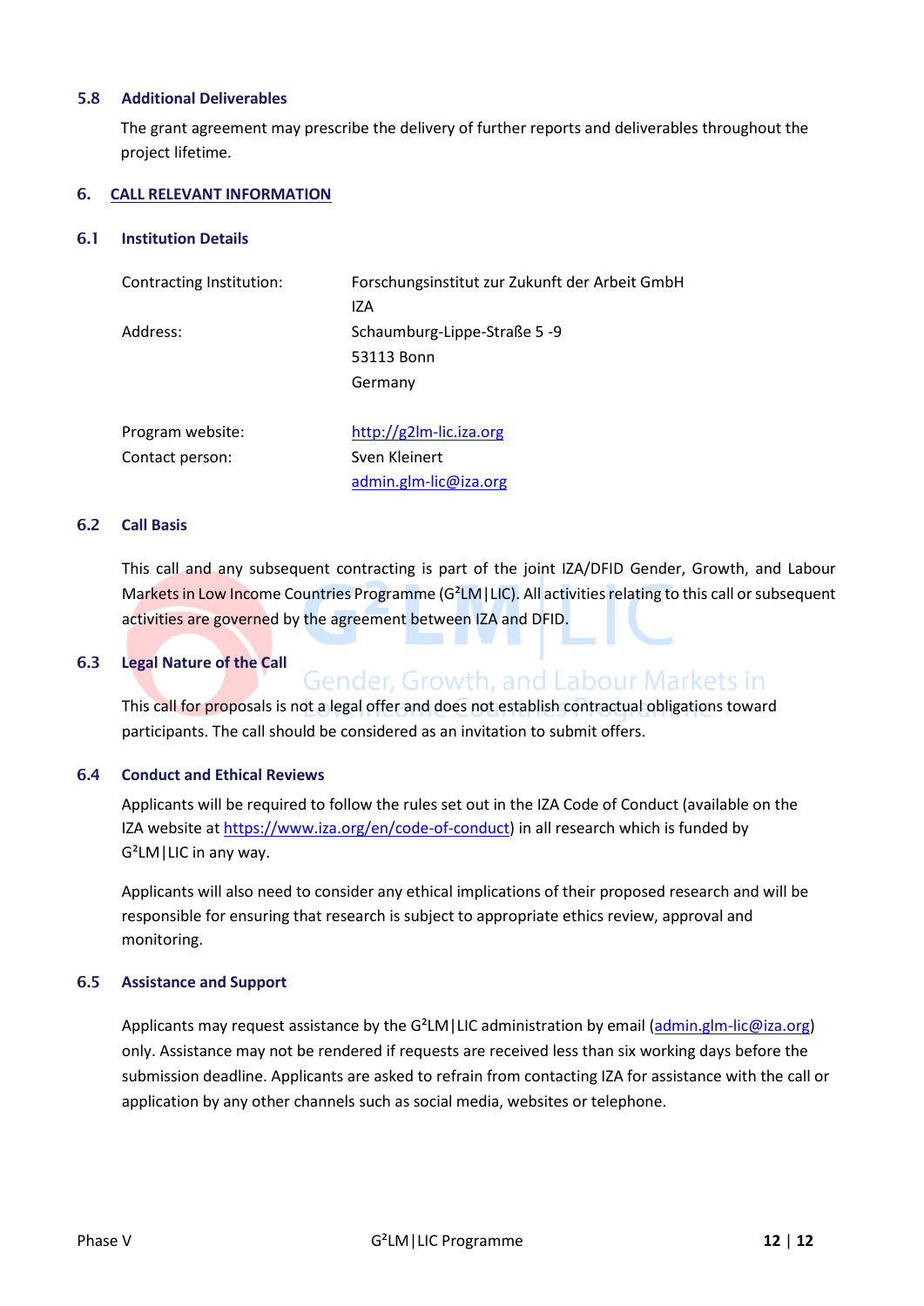### 5.8 Additional Deliverables

The grant agreement may prescribe the delivery of further reports and deliverables throughout the project lifetime.

## 6. CALL RELEVANT INFORMATION

### 6.1 Institution Details

| | |
|---|---|
| Contracting Institution: | Forschungsinstitut zur Zukunft der Arbeit GmbH<br>IZA |
| Address: | Schaumburg-Lippe-Straße 5 -9<br>53113 Bonn<br>Germany |
| Program website: | http://g2lm-lic.iza.org |
| Contact person: | Sven Kleinert<br>admin.glm-lic@iza.org |

### 6.2 Call Basis

This call and any subsequent contracting is part of the joint IZA/DFID Gender, Growth, and Labour Markets in Low Income Countries Programme (G²LM|LIC). All activities relating to this call or subsequent activities are governed by the agreement between IZA and DFID.

### 6.3 Legal Nature of the Call

This call for proposals is not a legal offer and does not establish contractual obligations toward participants. The call should be considered as an invitation to submit offers.

### 6.4 Conduct and Ethical Reviews

Applicants will be required to follow the rules set out in the IZA Code of Conduct (available on the IZA website at https://www.iza.org/en/code-of-conduct) in all research which is funded by G²LM|LIC in any way.

Applicants will also need to consider any ethical implications of their proposed research and will be responsible for ensuring that research is subject to appropriate ethics review, approval and monitoring.

### 6.5 Assistance and Support

Applicants may request assistance by the G²LM|LIC administration by email (admin.glm-lic@iza.org) only. Assistance may not be rendered if requests are received less than six working days before the submission deadline. Applicants are asked to refrain from contacting IZA for assistance with the call or application by any other channels such as social media, websites or telephone.